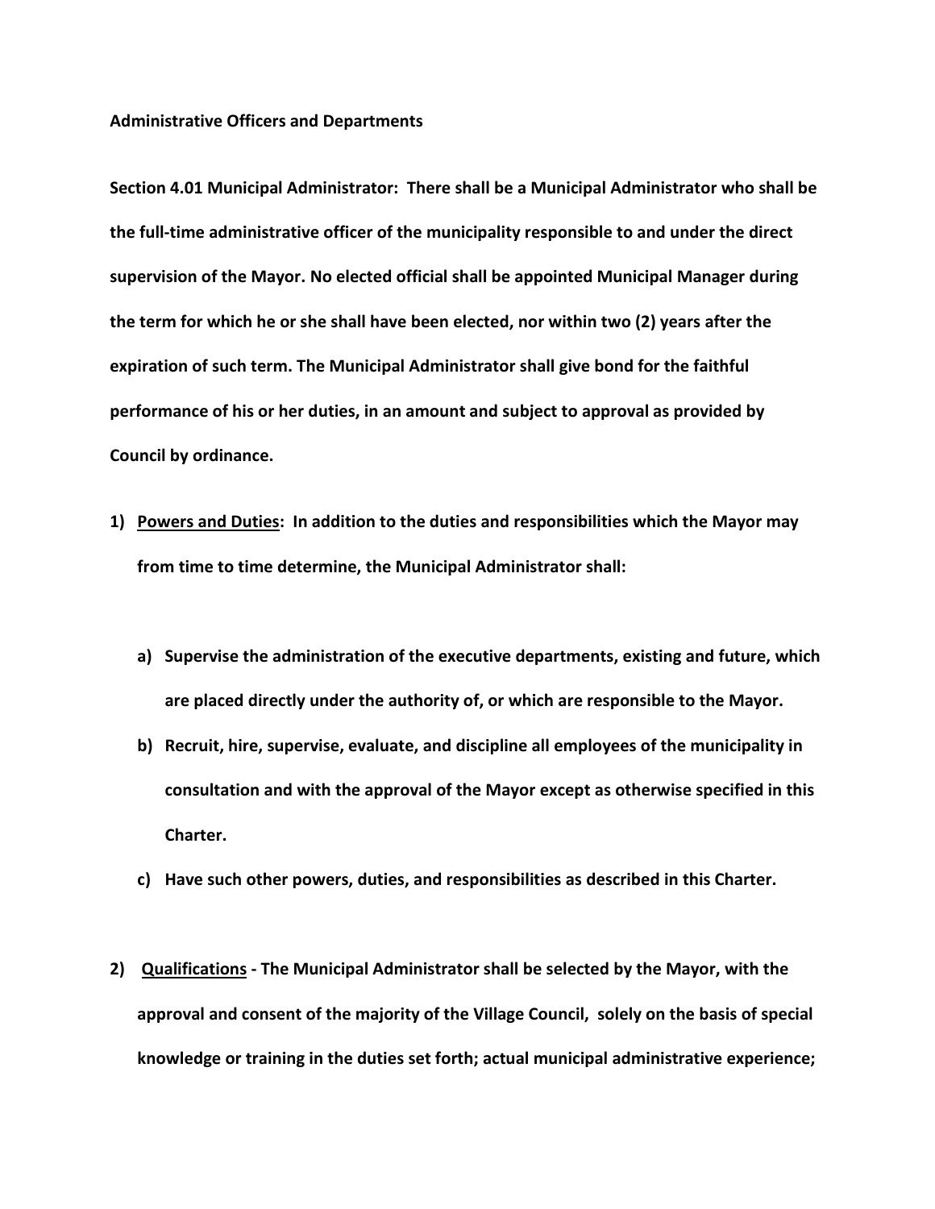**Administrative Officers and Departments**

**Section 4.01 Municipal Administrator: There shall be a Municipal Administrator who shall be the full-time administrative officer of the municipality responsible to and under the direct supervision of the Mayor. No elected official shall be appointed Municipal Manager during the term for which he or she shall have been elected, nor within two (2) years after the expiration of such term. The Municipal Administrator shall give bond for the faithful performance of his or her duties, in an amount and subject to approval as provided by Council by ordinance.**

1) **<u>Powers and Duties</u>: In addition to the duties and responsibilities which the Mayor may from time to time determine, the Municipal Administrator shall:**

    a) **Supervise the administration of the executive departments, existing and future, which are placed directly under the authority of, or which are responsible to the Mayor.**
    b) **Recruit, hire, supervise, evaluate, and discipline all employees of the municipality in consultation and with the approval of the Mayor except as otherwise specified in this Charter.**
    c) **Have such other powers, duties, and responsibilities as described in this Charter.**

2) **<u>Qualifications</u> - The Municipal Administrator shall be selected by the Mayor, with the approval and consent of the majority of the Village Council, solely on the basis of special knowledge or training in the duties set forth; actual municipal administrative experience;**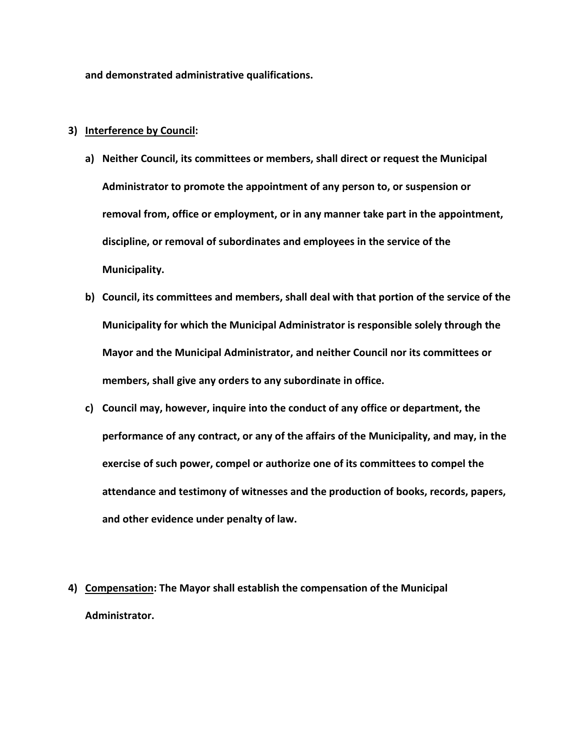**and demonstrated administrative qualifications.**

3) **Interference by Council:**

   a) **Neither Council, its committees or members, shall direct or request the Municipal Administrator to promote the appointment of any person to, or suspension or removal from, office or employment, or in any manner take part in the appointment, discipline, or removal of subordinates and employees in the service of the Municipality.**

   b) **Council, its committees and members, shall deal with that portion of the service of the Municipality for which the Municipal Administrator is responsible solely through the Mayor and the Municipal Administrator, and neither Council nor its committees or members, shall give any orders to any subordinate in office.**

   c) **Council may, however, inquire into the conduct of any office or department, the performance of any contract, or any of the affairs of the Municipality, and may, in the exercise of such power, compel or authorize one of its committees to compel the attendance and testimony of witnesses and the production of books, records, papers, and other evidence under penalty of law.**

4) **Compensation: The Mayor shall establish the compensation of the Municipal Administrator.**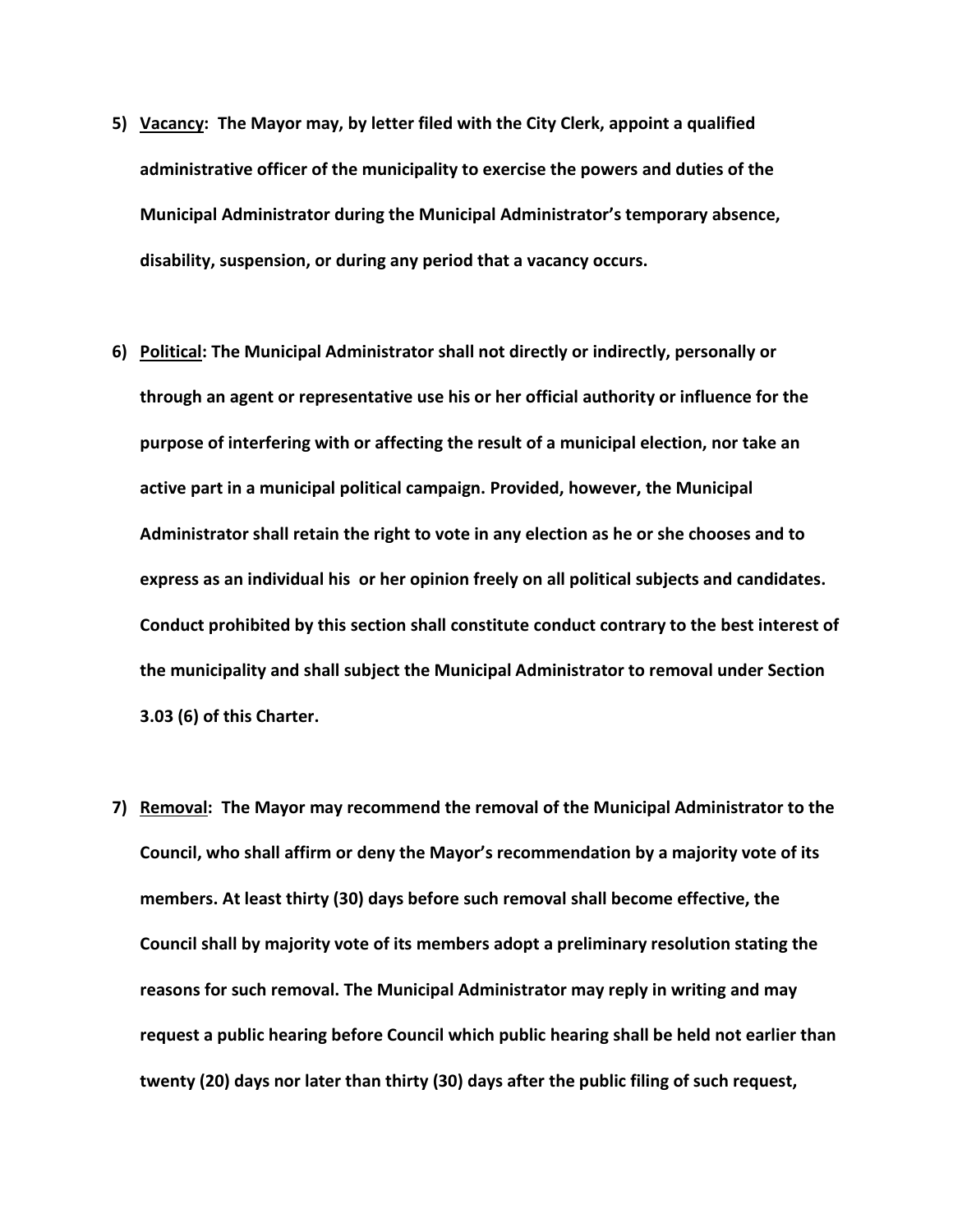5) **<u>Vacancy</u>: The Mayor may, by letter filed with the City Clerk, appoint a qualified administrative officer of the municipality to exercise the powers and duties of the Municipal Administrator during the Municipal Administrator's temporary absence, disability, suspension, or during any period that a vacancy occurs.**

6) **<u>Political</u>: The Municipal Administrator shall not directly or indirectly, personally or through an agent or representative use his or her official authority or influence for the purpose of interfering with or affecting the result of a municipal election, nor take an active part in a municipal political campaign. Provided, however, the Municipal Administrator shall retain the right to vote in any election as he or she chooses and to express as an individual his or her opinion freely on all political subjects and candidates. Conduct prohibited by this section shall constitute conduct contrary to the best interest of the municipality and shall subject the Municipal Administrator to removal under Section 3.03 (6) of this Charter.**

7) **<u>Removal</u>: The Mayor may recommend the removal of the Municipal Administrator to the Council, who shall affirm or deny the Mayor's recommendation by a majority vote of its members. At least thirty (30) days before such removal shall become effective, the Council shall by majority vote of its members adopt a preliminary resolution stating the reasons for such removal. The Municipal Administrator may reply in writing and may request a public hearing before Council which public hearing shall be held not earlier than twenty (20) days nor later than thirty (30) days after the public filing of such request,**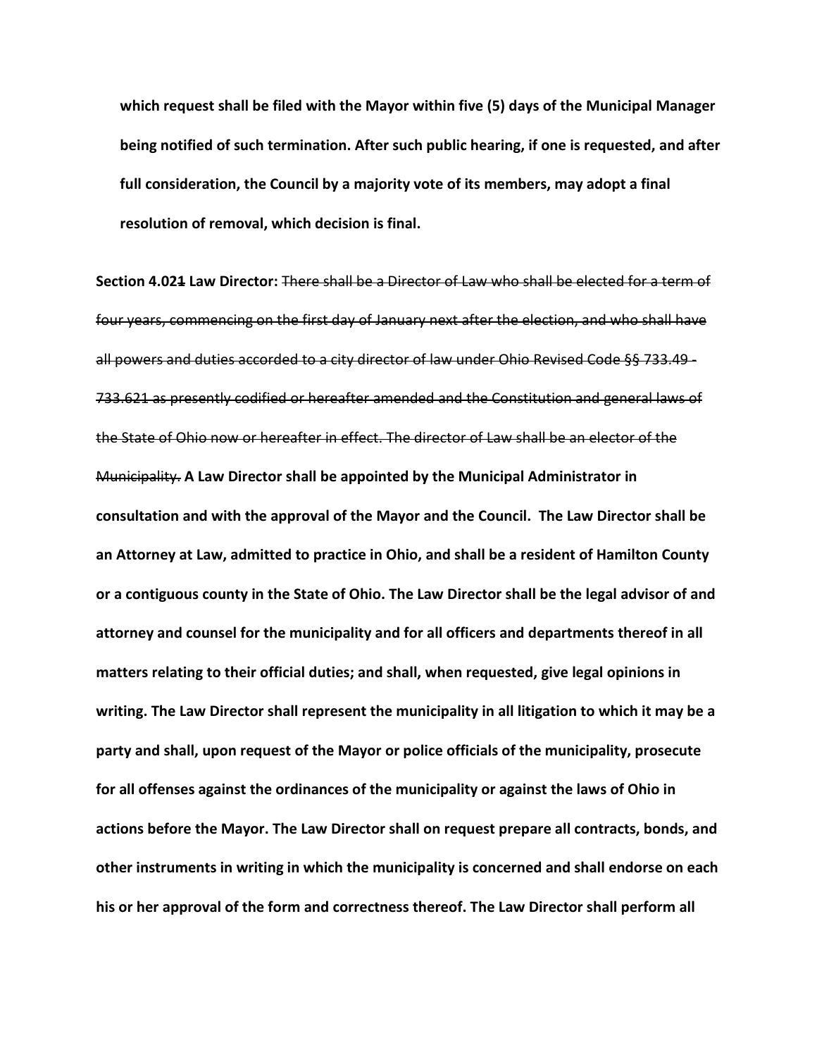**which request shall be filed with the Mayor within five (5) days of the Municipal Manager being notified of such termination. After such public hearing, if one is requested, and after full consideration, the Council by a majority vote of its members, may adopt a final resolution of removal, which decision is final.**

**Section 4.02~~1~~ Law Director:** ~~There shall be a Director of Law who shall be elected for a term of four years, commencing on the first day of January next after the election, and who shall have all powers and duties accorded to a city director of law under Ohio Revised Code §§ 733.49 - 733.621 as presently codified or hereafter amended and the Constitution and general laws of the State of Ohio now or hereafter in effect. The director of Law shall be an elector of the Municipality.~~ **A Law Director shall be appointed by the Municipal Administrator in consultation and with the approval of the Mayor and the Council. The Law Director shall be an Attorney at Law, admitted to practice in Ohio, and shall be a resident of Hamilton County or a contiguous county in the State of Ohio. The Law Director shall be the legal advisor of and attorney and counsel for the municipality and for all officers and departments thereof in all matters relating to their official duties; and shall, when requested, give legal opinions in writing. The Law Director shall represent the municipality in all litigation to which it may be a party and shall, upon request of the Mayor or police officials of the municipality, prosecute for all offenses against the ordinances of the municipality or against the laws of Ohio in actions before the Mayor. The Law Director shall on request prepare all contracts, bonds, and other instruments in writing in which the municipality is concerned and shall endorse on each his or her approval of the form and correctness thereof. The Law Director shall perform all**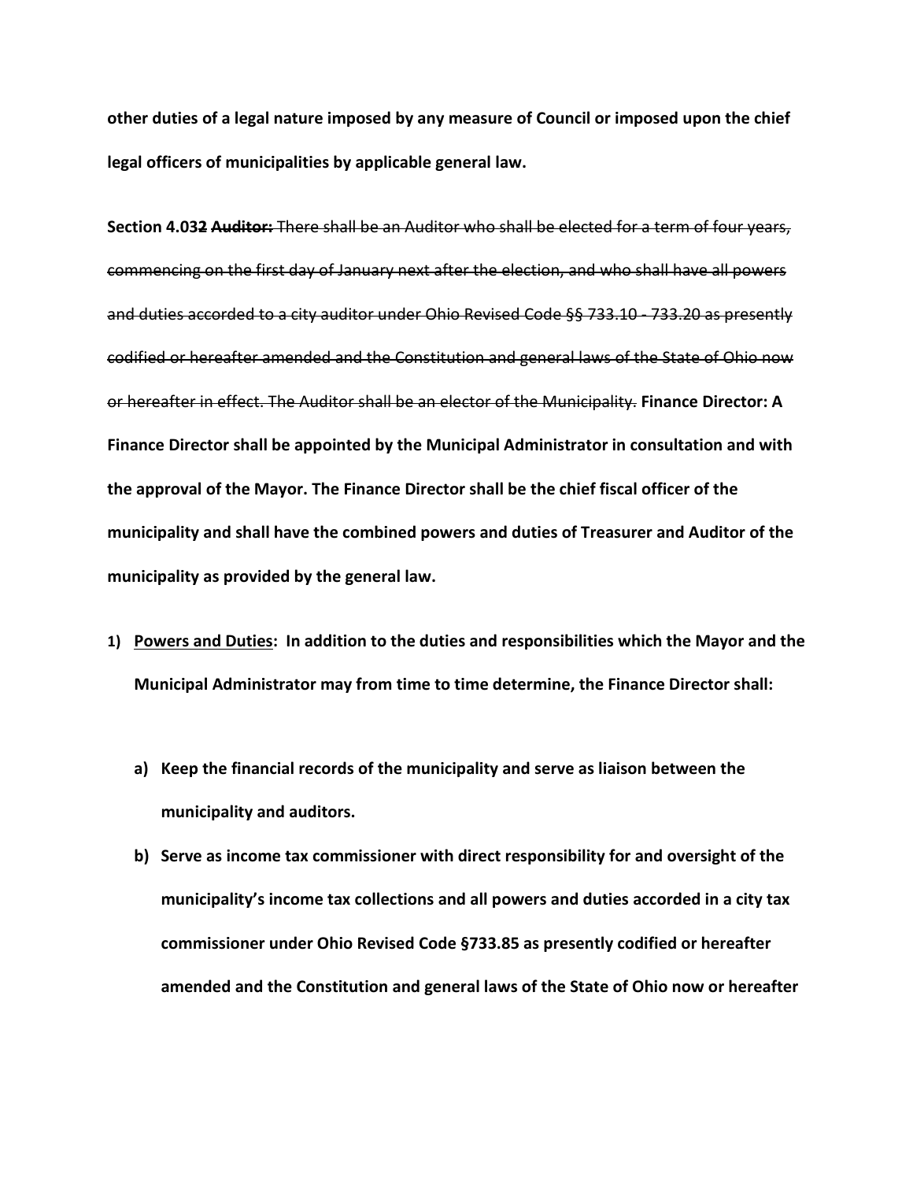**other duties of a legal nature imposed by any measure of Council or imposed upon the chief legal officers of municipalities by applicable general law.**

**Section 4.03**~~**2**~~ ~~**Auditor:**~~ ~~There shall be an Auditor who shall be elected for a term of four years, commencing on the first day of January next after the election, and who shall have all powers and duties accorded to a city auditor under Ohio Revised Code §§ 733.10 - 733.20 as presently codified or hereafter amended and the Constitution and general laws of the State of Ohio now or hereafter in effect. The Auditor shall be an elector of the Municipality.~~ **Finance Director: A Finance Director shall be appointed by the Municipal Administrator in consultation and with the approval of the Mayor. The Finance Director shall be the chief fiscal officer of the municipality and shall have the combined powers and duties of Treasurer and Auditor of the municipality as provided by the general law.**

1) **<u>Powers and Duties</u>: In addition to the duties and responsibilities which the Mayor and the Municipal Administrator may from time to time determine, the Finance Director shall:**

   a) **Keep the financial records of the municipality and serve as liaison between the municipality and auditors.**

   b) **Serve as income tax commissioner with direct responsibility for and oversight of the municipality's income tax collections and all powers and duties accorded in a city tax commissioner under Ohio Revised Code §733.85 as presently codified or hereafter amended and the Constitution and general laws of the State of Ohio now or hereafter**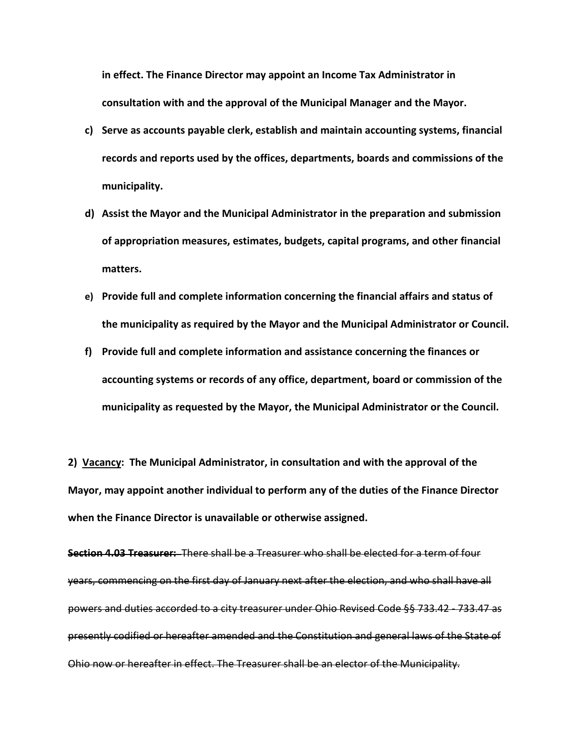**in effect. The Finance Director may appoint an Income Tax Administrator in consultation with and the approval of the Municipal Manager and the Mayor.**

- **c) Serve as accounts payable clerk, establish and maintain accounting systems, financial records and reports used by the offices, departments, boards and commissions of the municipality.**
- **d) Assist the Mayor and the Municipal Administrator in the preparation and submission of appropriation measures, estimates, budgets, capital programs, and other financial matters.**
- **e) Provide full and complete information concerning the financial affairs and status of the municipality as required by the Mayor and the Municipal Administrator or Council.**
- **f) Provide full and complete information and assistance concerning the finances or accounting systems or records of any office, department, board or commission of the municipality as requested by the Mayor, the Municipal Administrator or the Council.**

**2) <u>Vacancy</u>: The Municipal Administrator, in consultation and with the approval of the Mayor, may appoint another individual to perform any of the duties of the Finance Director when the Finance Director is unavailable or otherwise assigned.**

~~**Section 4.03 Treasurer:** There shall be a Treasurer who shall be elected for a term of four years, commencing on the first day of January next after the election, and who shall have all powers and duties accorded to a city treasurer under Ohio Revised Code §§ 733.42 - 733.47 as presently codified or hereafter amended and the Constitution and general laws of the State of Ohio now or hereafter in effect. The Treasurer shall be an elector of the Municipality.~~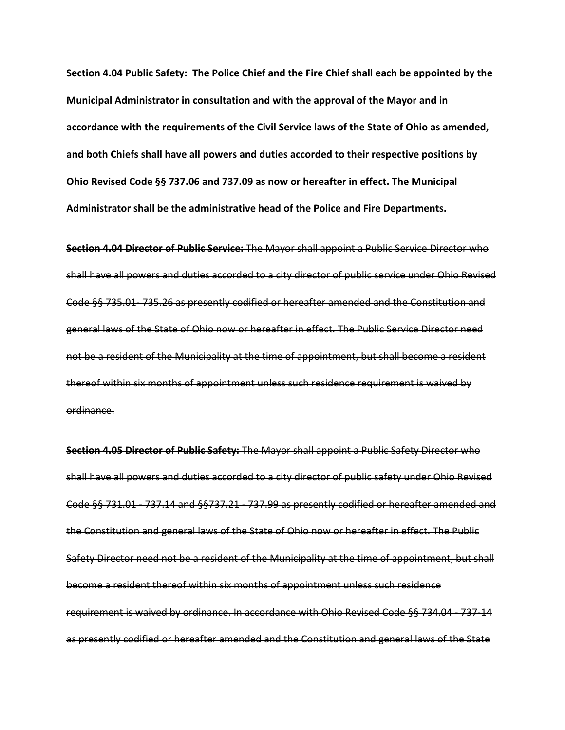**Section 4.04 Public Safety: The Police Chief and the Fire Chief shall each be appointed by the Municipal Administrator in consultation and with the approval of the Mayor and in accordance with the requirements of the Civil Service laws of the State of Ohio as amended, and both Chiefs shall have all powers and duties accorded to their respective positions by Ohio Revised Code §§ 737.06 and 737.09 as now or hereafter in effect. The Municipal Administrator shall be the administrative head of the Police and Fire Departments.**

~~**Section 4.04 Director of Public Service:** The Mayor shall appoint a Public Service Director who shall have all powers and duties accorded to a city director of public service under Ohio Revised Code §§ 735.01- 735.26 as presently codified or hereafter amended and the Constitution and general laws of the State of Ohio now or hereafter in effect. The Public Service Director need not be a resident of the Municipality at the time of appointment, but shall become a resident thereof within six months of appointment unless such residence requirement is waived by ordinance.~~

~~**Section 4.05 Director of Public Safety:** The Mayor shall appoint a Public Safety Director who shall have all powers and duties accorded to a city director of public safety under Ohio Revised Code §§ 731.01 - 737.14 and §§737.21 - 737.99 as presently codified or hereafter amended and the Constitution and general laws of the State of Ohio now or hereafter in effect. The Public Safety Director need not be a resident of the Municipality at the time of appointment, but shall become a resident thereof within six months of appointment unless such residence requirement is waived by ordinance. In accordance with Ohio Revised Code §§ 734.04 - 737-14 as presently codified or hereafter amended and the Constitution and general laws of the State~~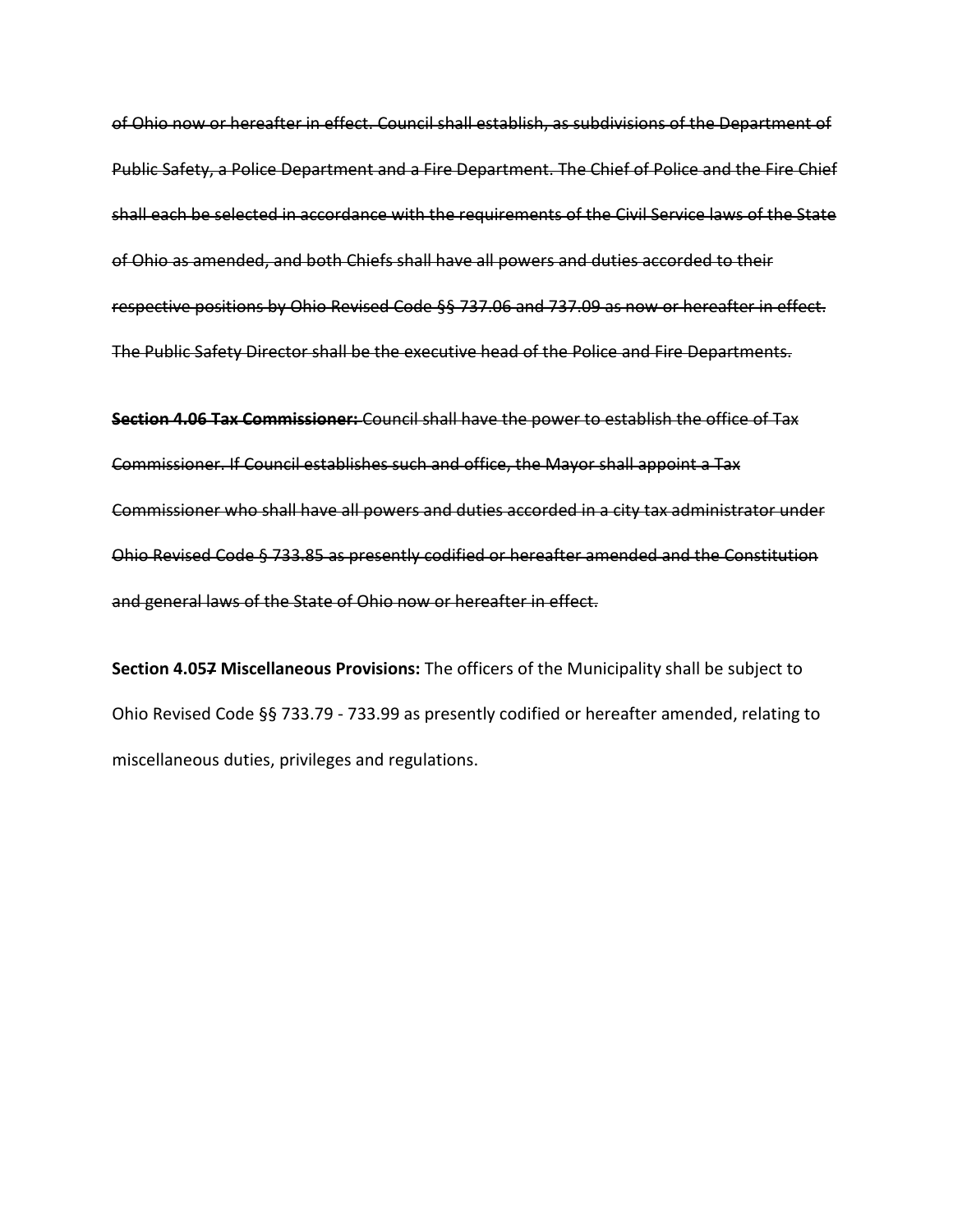~~of Ohio now or hereafter in effect. Council shall establish, as subdivisions of the Department of Public Safety, a Police Department and a Fire Department. The Chief of Police and the Fire Chief shall each be selected in accordance with the requirements of the Civil Service laws of the State of Ohio as amended, and both Chiefs shall have all powers and duties accorded to their respective positions by Ohio Revised Code §§ 737.06 and 737.09 as now or hereafter in effect. The Public Safety Director shall be the executive head of the Police and Fire Departments.~~

~~**Section 4.06 Tax Commissioner:** Council shall have the power to establish the office of Tax Commissioner. If Council establishes such and office, the Mayor shall appoint a Tax Commissioner who shall have all powers and duties accorded in a city tax administrator under Ohio Revised Code § 733.85 as presently codified or hereafter amended and the Constitution and general laws of the State of Ohio now or hereafter in effect.~~

**Section 4.05~~7~~ Miscellaneous Provisions:** The officers of the Municipality shall be subject to Ohio Revised Code §§ 733.79 - 733.99 as presently codified or hereafter amended, relating to miscellaneous duties, privileges and regulations.